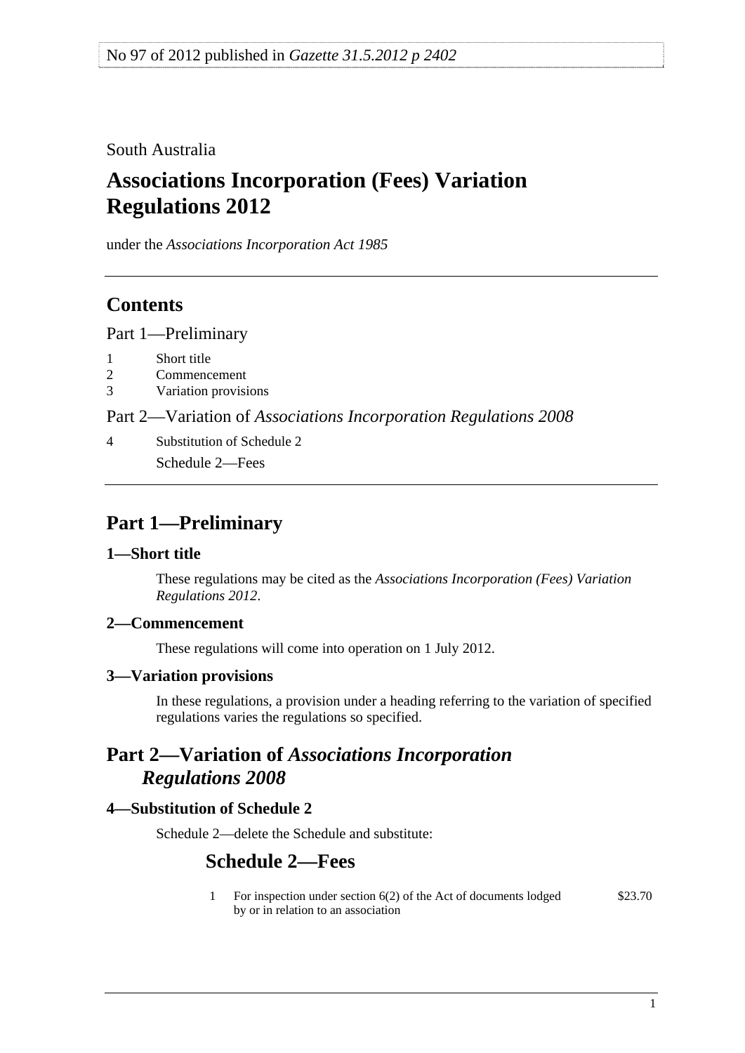No 97 of 2012 published in *Gazette 31.5.2012 p 2402*

South Australia

# Associations Incorporation (Fees) Variation Regulations 2012

under the *Associations Incorporation Act 1985*

## Contents

Part 1—Preliminary

1 Short title
2 Commencement
3 Variation provisions

Part 2—Variation of *Associations Incorporation Regulations 2008*

4 Substitution of Schedule 2
Schedule 2—Fees

## Part 1—Preliminary

### 1—Short title

These regulations may be cited as the *Associations Incorporation (Fees) Variation Regulations 2012*.

### 2—Commencement

These regulations will come into operation on 1 July 2012.

### 3—Variation provisions

In these regulations, a provision under a heading referring to the variation of specified regulations varies the regulations so specified.

## Part 2—Variation of *Associations Incorporation Regulations 2008*

### 4—Substitution of Schedule 2

Schedule 2—delete the Schedule and substitute:

## Schedule 2—Fees

| | | |
|---|---|---|
| 1 | For inspection under section 6(2) of the Act of documents lodged by or in relation to an association | $23.70 |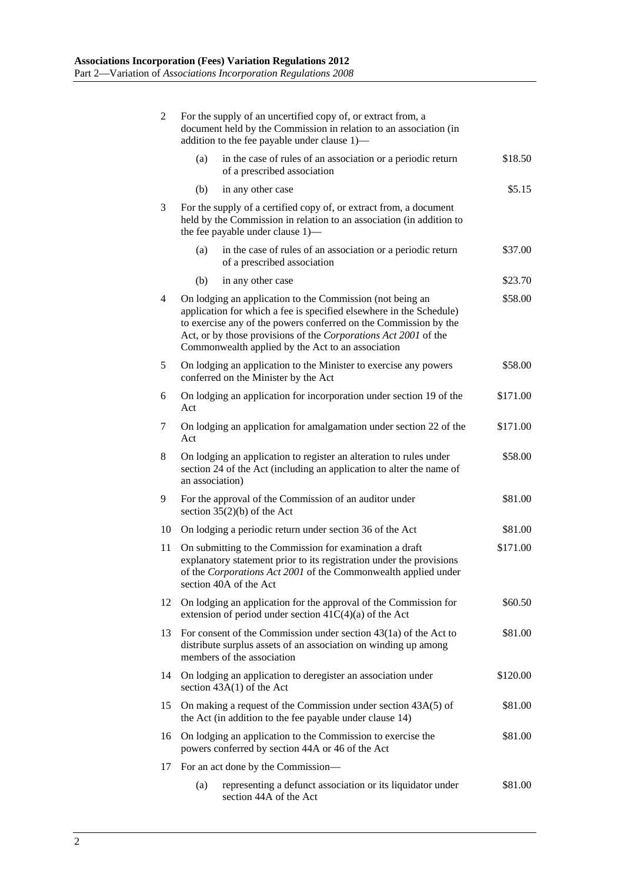| | | |
|---|---|---|
| 2 | For the supply of an uncertified copy of, or extract from, a document held by the Commission in relation to an association (in addition to the fee payable under clause 1)— | |
| | (a) in the case of rules of an association or a periodic return of a prescribed association | \$18.50 |
| | (b) in any other case | \$5.15 |
| 3 | For the supply of a certified copy of, or extract from, a document held by the Commission in relation to an association (in addition to the fee payable under clause 1)— | |
| | (a) in the case of rules of an association or a periodic return of a prescribed association | \$37.00 |
| | (b) in any other case | \$23.70 |
| 4 | On lodging an application to the Commission (not being an application for which a fee is specified elsewhere in the Schedule) to exercise any of the powers conferred on the Commission by the Act, or by those provisions of the *Corporations Act 2001* of the Commonwealth applied by the Act to an association | \$58.00 |
| 5 | On lodging an application to the Minister to exercise any powers conferred on the Minister by the Act | \$58.00 |
| 6 | On lodging an application for incorporation under section 19 of the Act | \$171.00 |
| 7 | On lodging an application for amalgamation under section 22 of the Act | \$171.00 |
| 8 | On lodging an application to register an alteration to rules under section 24 of the Act (including an application to alter the name of an association) | \$58.00 |
| 9 | For the approval of the Commission of an auditor under section 35(2)(b) of the Act | \$81.00 |
| 10 | On lodging a periodic return under section 36 of the Act | \$81.00 |
| 11 | On submitting to the Commission for examination a draft explanatory statement prior to its registration under the provisions of the *Corporations Act 2001* of the Commonwealth applied under section 40A of the Act | \$171.00 |
| 12 | On lodging an application for the approval of the Commission for extension of period under section 41C(4)(a) of the Act | \$60.50 |
| 13 | For consent of the Commission under section 43(1a) of the Act to distribute surplus assets of an association on winding up among members of the association | \$81.00 |
| 14 | On lodging an application to deregister an association under section 43A(1) of the Act | \$120.00 |
| 15 | On making a request of the Commission under section 43A(5) of the Act (in addition to the fee payable under clause 14) | \$81.00 |
| 16 | On lodging an application to the Commission to exercise the powers conferred by section 44A or 46 of the Act | \$81.00 |
| 17 | For an act done by the Commission— | |
| | (a) representing a defunct association or its liquidator under section 44A of the Act | \$81.00 |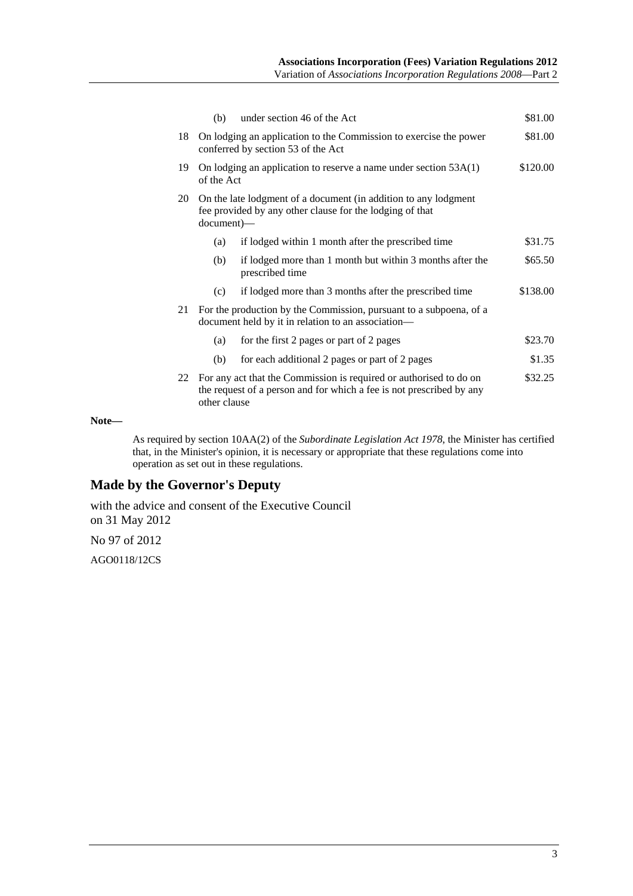| | | | |
|---|---|---|---|
| | (b) | under section 46 of the Act | \$81.00 |
| 18 | On lodging an application to the Commission to exercise the power conferred by section 53 of the Act | | \$81.00 |
| 19 | On lodging an application to reserve a name under section 53A(1) of the Act | | \$120.00 |
| 20 | On the late lodgment of a document (in addition to any lodgment fee provided by any other clause for the lodging of that document)— | | |
| | (a) | if lodged within 1 month after the prescribed time | \$31.75 |
| | (b) | if lodged more than 1 month but within 3 months after the prescribed time | \$65.50 |
| | (c) | if lodged more than 3 months after the prescribed time | \$138.00 |
| 21 | For the production by the Commission, pursuant to a subpoena, of a document held by it in relation to an association— | | |
| | (a) | for the first 2 pages or part of 2 pages | \$23.70 |
| | (b) | for each additional 2 pages or part of 2 pages | \$1.35 |
| 22 | For any act that the Commission is required or authorised to do on the request of a person and for which a fee is not prescribed by any other clause | | \$32.25 |

**Note—**

As required by section 10AA(2) of the *Subordinate Legislation Act 1978*, the Minister has certified that, in the Minister's opinion, it is necessary or appropriate that these regulations come into operation as set out in these regulations.

## Made by the Governor's Deputy

with the advice and consent of the Executive Council on 31 May 2012

No 97 of 2012

AGO0118/12CS